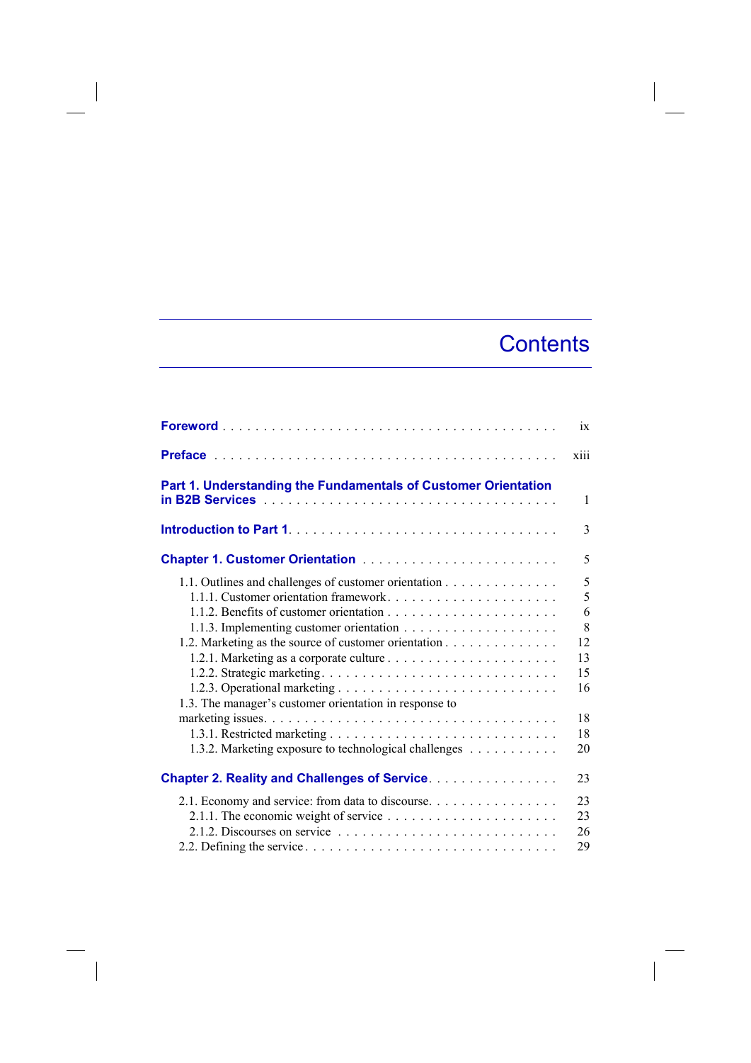# Contents

| | |
|---|---|
| **Foreword** | ix |
| **Preface** | xiii |
| **Part 1. Understanding the Fundamentals of Customer Orientation in B2B Services** | 1 |
| **Introduction to Part 1** | 3 |
| **Chapter 1. Customer Orientation** | 5 |
| 1.1. Outlines and challenges of customer orientation | 5 |
| 1.1.1. Customer orientation framework | 5 |
| 1.1.2. Benefits of customer orientation | 6 |
| 1.1.3. Implementing customer orientation | 8 |
| 1.2. Marketing as the source of customer orientation | 12 |
| 1.2.1. Marketing as a corporate culture | 13 |
| 1.2.2. Strategic marketing | 15 |
| 1.2.3. Operational marketing | 16 |
| 1.3. The manager's customer orientation in response to marketing issues | 18 |
| 1.3.1. Restricted marketing | 18 |
| 1.3.2. Marketing exposure to technological challenges | 20 |
| **Chapter 2. Reality and Challenges of Service** | 23 |
| 2.1. Economy and service: from data to discourse | 23 |
| 2.1.1. The economic weight of service | 23 |
| 2.1.2. Discourses on service | 26 |
| 2.2. Defining the service | 29 |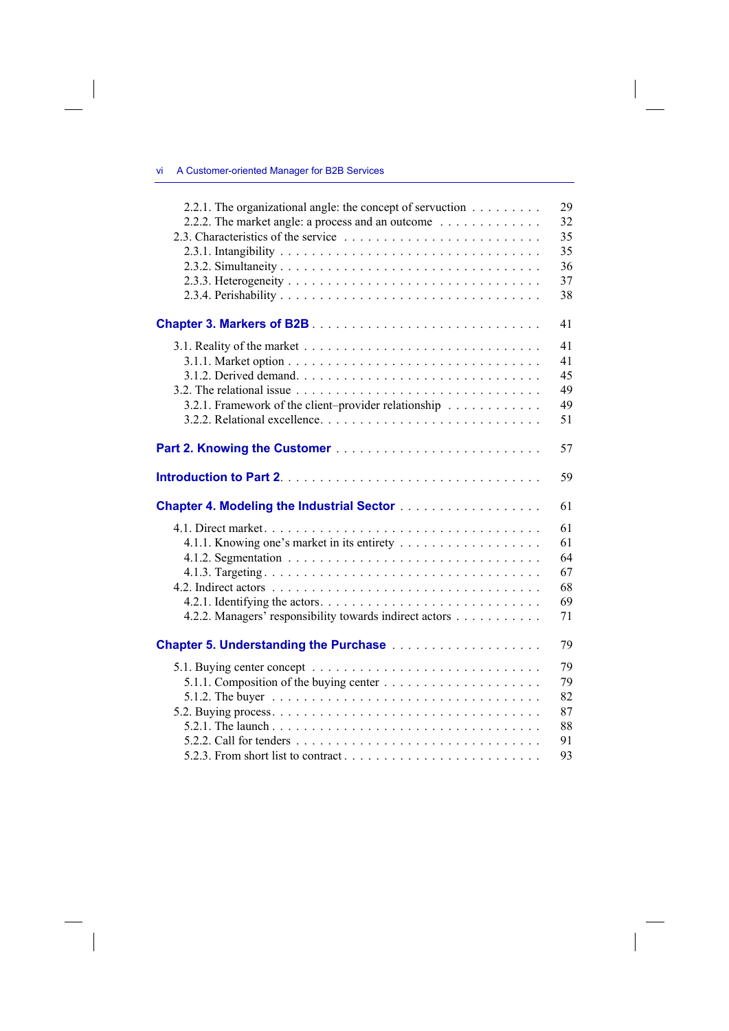2.2.1. The organizational angle: the concept of servuction . . . . . . . . . 29
2.2.2. The market angle: a process and an outcome . . . . . . . . . . . . . 32
2.3. Characteristics of the service . . . . . . . . . . . . . . . . . . . . . . . . 35
2.3.1. Intangibility . . . . . . . . . . . . . . . . . . . . . . . . . . . . . . 35
2.3.2. Simultaneity . . . . . . . . . . . . . . . . . . . . . . . . . . . . . . 36
2.3.3. Heterogeneity . . . . . . . . . . . . . . . . . . . . . . . . . . . . . 37
2.3.4. Perishability . . . . . . . . . . . . . . . . . . . . . . . . . . . . . . 38

**Chapter 3. Markers of B2B** . . . . . . . . . . . . . . . . . . . . . . . . . . . 41

3.1. Reality of the market . . . . . . . . . . . . . . . . . . . . . . . . . . . 41
3.1.1. Market option . . . . . . . . . . . . . . . . . . . . . . . . . . . . . 41
3.1.2. Derived demand. . . . . . . . . . . . . . . . . . . . . . . . . . . . . 45
3.2. The relational issue . . . . . . . . . . . . . . . . . . . . . . . . . . . . 49
3.2.1. Framework of the client–provider relationship . . . . . . . . . . . 49
3.2.2. Relational excellence. . . . . . . . . . . . . . . . . . . . . . . . . . 51

**Part 2. Knowing the Customer** . . . . . . . . . . . . . . . . . . . . . . . . . 57

**Introduction to Part 2**. . . . . . . . . . . . . . . . . . . . . . . . . . . . . . . 59

**Chapter 4. Modeling the Industrial Sector** . . . . . . . . . . . . . . . . . . 61

4.1. Direct market. . . . . . . . . . . . . . . . . . . . . . . . . . . . . . . . . 61
4.1.1. Knowing one's market in its entirety . . . . . . . . . . . . . . . . . 61
4.1.2. Segmentation . . . . . . . . . . . . . . . . . . . . . . . . . . . . . . 64
4.1.3. Targeting . . . . . . . . . . . . . . . . . . . . . . . . . . . . . . . . 67
4.2. Indirect actors . . . . . . . . . . . . . . . . . . . . . . . . . . . . . . . . 68
4.2.1. Identifying the actors. . . . . . . . . . . . . . . . . . . . . . . . . . 69
4.2.2. Managers' responsibility towards indirect actors . . . . . . . . . . 71

**Chapter 5. Understanding the Purchase** . . . . . . . . . . . . . . . . . . . 79

5.1. Buying center concept . . . . . . . . . . . . . . . . . . . . . . . . . . . 79
5.1.1. Composition of the buying center . . . . . . . . . . . . . . . . . . . 79
5.1.2. The buyer . . . . . . . . . . . . . . . . . . . . . . . . . . . . . . . . 82
5.2. Buying process. . . . . . . . . . . . . . . . . . . . . . . . . . . . . . . . 87
5.2.1. The launch . . . . . . . . . . . . . . . . . . . . . . . . . . . . . . . . 88
5.2.2. Call for tenders . . . . . . . . . . . . . . . . . . . . . . . . . . . . . 91
5.2.3. From short list to contract . . . . . . . . . . . . . . . . . . . . . . . 93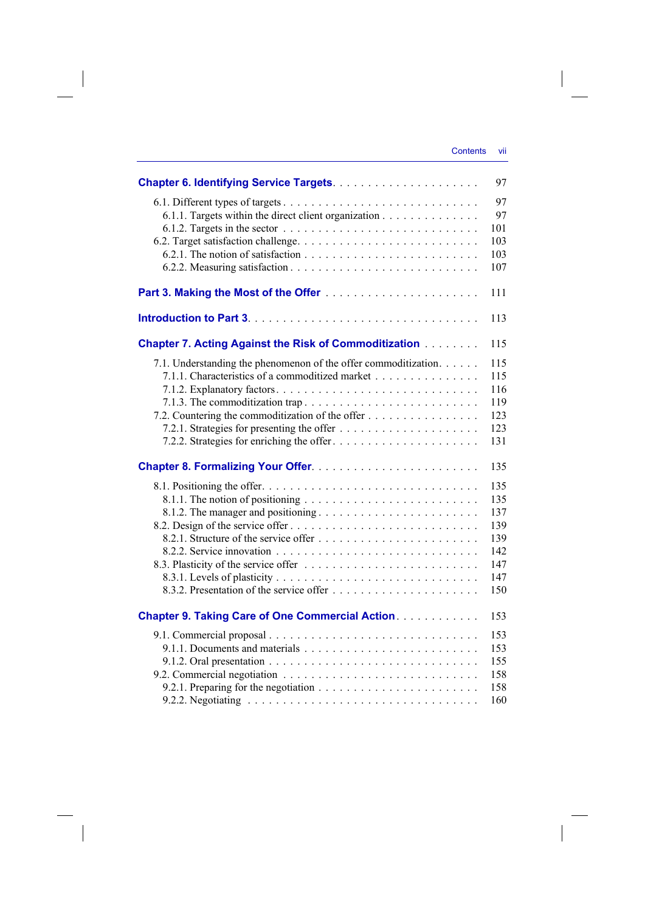**Chapter 6. Identifying Service Targets** . . . . . . . . . . . . . . . . . . . . 97

6.1. Different types of targets . . . . . . . . . . . . . . . . . . . . . . . . . . 97
   6.1.1. Targets within the direct client organization . . . . . . . . . . . . . 97
   6.1.2. Targets in the sector . . . . . . . . . . . . . . . . . . . . . . . . . 101
6.2. Target satisfaction challenge. . . . . . . . . . . . . . . . . . . . . . . . 103
   6.2.1. The notion of satisfaction . . . . . . . . . . . . . . . . . . . . . . 103
   6.2.2. Measuring satisfaction . . . . . . . . . . . . . . . . . . . . . . . . 107

**Part 3. Making the Most of the Offer** . . . . . . . . . . . . . . . . . . . . 111

**Introduction to Part 3**. . . . . . . . . . . . . . . . . . . . . . . . . . . . 113

**Chapter 7. Acting Against the Risk of Commoditization** . . . . . . . . 115

7.1. Understanding the phenomenon of the offer commoditization. . . . . . 115
   7.1.1. Characteristics of a commoditized market . . . . . . . . . . . . . . 115
   7.1.2. Explanatory factors. . . . . . . . . . . . . . . . . . . . . . . . . . 116
   7.1.3. The commoditization trap . . . . . . . . . . . . . . . . . . . . . . . 119
7.2. Countering the commoditization of the offer . . . . . . . . . . . . . . . 123
   7.2.1. Strategies for presenting the offer . . . . . . . . . . . . . . . . . . 123
   7.2.2. Strategies for enriching the offer. . . . . . . . . . . . . . . . . . . 131

**Chapter 8. Formalizing Your Offer**. . . . . . . . . . . . . . . . . . . . . . 135

8.1. Positioning the offer. . . . . . . . . . . . . . . . . . . . . . . . . . . . 135
   8.1.1. The notion of positioning . . . . . . . . . . . . . . . . . . . . . . . 135
   8.1.2. The manager and positioning . . . . . . . . . . . . . . . . . . . . . 137
8.2. Design of the service offer . . . . . . . . . . . . . . . . . . . . . . . . 139
   8.2.1. Structure of the service offer . . . . . . . . . . . . . . . . . . . . . 139
   8.2.2. Service innovation . . . . . . . . . . . . . . . . . . . . . . . . . . 142
8.3. Plasticity of the service offer . . . . . . . . . . . . . . . . . . . . . . . 147
   8.3.1. Levels of plasticity . . . . . . . . . . . . . . . . . . . . . . . . . . 147
   8.3.2. Presentation of the service offer . . . . . . . . . . . . . . . . . . . 150

**Chapter 9. Taking Care of One Commercial Action**. . . . . . . . . . . . 153

9.1. Commercial proposal . . . . . . . . . . . . . . . . . . . . . . . . . . . . 153
   9.1.1. Documents and materials . . . . . . . . . . . . . . . . . . . . . . . 153
   9.1.2. Oral presentation . . . . . . . . . . . . . . . . . . . . . . . . . . . 155
9.2. Commercial negotiation . . . . . . . . . . . . . . . . . . . . . . . . . . 158
   9.2.1. Preparing for the negotiation . . . . . . . . . . . . . . . . . . . . . 158
   9.2.2. Negotiating . . . . . . . . . . . . . . . . . . . . . . . . . . . . . . 160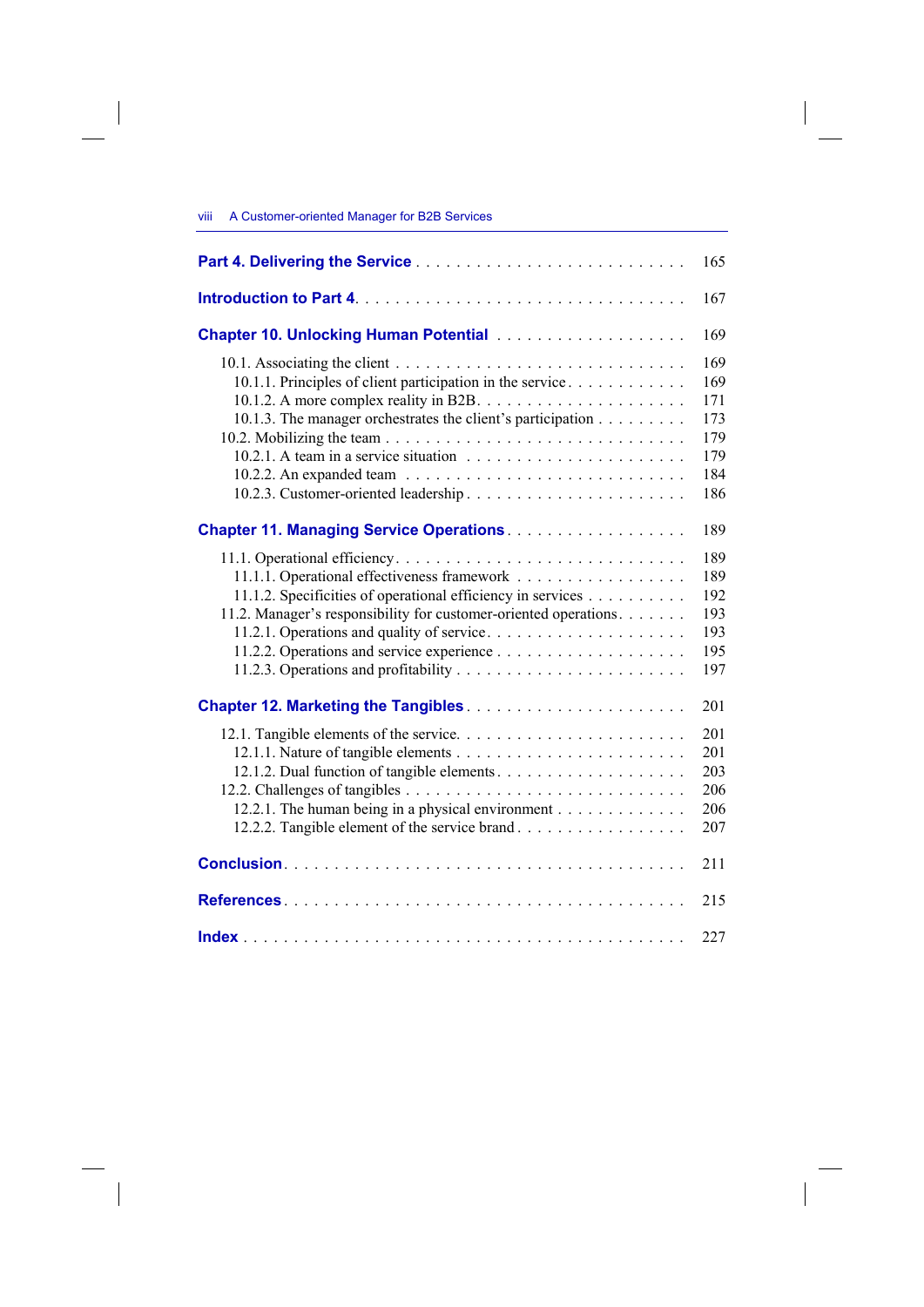Part 4. Delivering the Service . . . . . . . . . . . . . . . . . . . . . . . . . . 165

Introduction to Part 4. . . . . . . . . . . . . . . . . . . . . . . . . . . . . . . 167

Chapter 10. Unlocking Human Potential . . . . . . . . . . . . . . . . . . . 169

10.1. Associating the client . . . . . . . . . . . . . . . . . . . . . . . . . . . 169
10.1.1. Principles of client participation in the service . . . . . . . . . . . . 169
10.1.2. A more complex reality in B2B. . . . . . . . . . . . . . . . . . . . . 171
10.1.3. The manager orchestrates the client's participation . . . . . . . . . 173
10.2. Mobilizing the team . . . . . . . . . . . . . . . . . . . . . . . . . . . . 179
10.2.1. A team in a service situation . . . . . . . . . . . . . . . . . . . . . . 179
10.2.2. An expanded team . . . . . . . . . . . . . . . . . . . . . . . . . . . 184
10.2.3. Customer-oriented leadership . . . . . . . . . . . . . . . . . . . . . 186

Chapter 11. Managing Service Operations . . . . . . . . . . . . . . . . . . 189

11.1. Operational efficiency. . . . . . . . . . . . . . . . . . . . . . . . . . . 189
11.1.1. Operational effectiveness framework . . . . . . . . . . . . . . . . . 189
11.1.2. Specificities of operational efficiency in services . . . . . . . . . . 192
11.2. Manager's responsibility for customer-oriented operations. . . . . . . 193
11.2.1. Operations and quality of service. . . . . . . . . . . . . . . . . . . . 193
11.2.2. Operations and service experience . . . . . . . . . . . . . . . . . . . 195
11.2.3. Operations and profitability . . . . . . . . . . . . . . . . . . . . . . 197

Chapter 12. Marketing the Tangibles . . . . . . . . . . . . . . . . . . . . . 201

12.1. Tangible elements of the service. . . . . . . . . . . . . . . . . . . . . 201
12.1.1. Nature of tangible elements . . . . . . . . . . . . . . . . . . . . . . 201
12.1.2. Dual function of tangible elements . . . . . . . . . . . . . . . . . . 203
12.2. Challenges of tangibles . . . . . . . . . . . . . . . . . . . . . . . . . . 206
12.2.1. The human being in a physical environment . . . . . . . . . . . . . 206
12.2.2. Tangible element of the service brand . . . . . . . . . . . . . . . . 207

Conclusion. . . . . . . . . . . . . . . . . . . . . . . . . . . . . . . . . . . . . 211

References. . . . . . . . . . . . . . . . . . . . . . . . . . . . . . . . . . . . 215

Index . . . . . . . . . . . . . . . . . . . . . . . . . . . . . . . . . . . . . . . 227